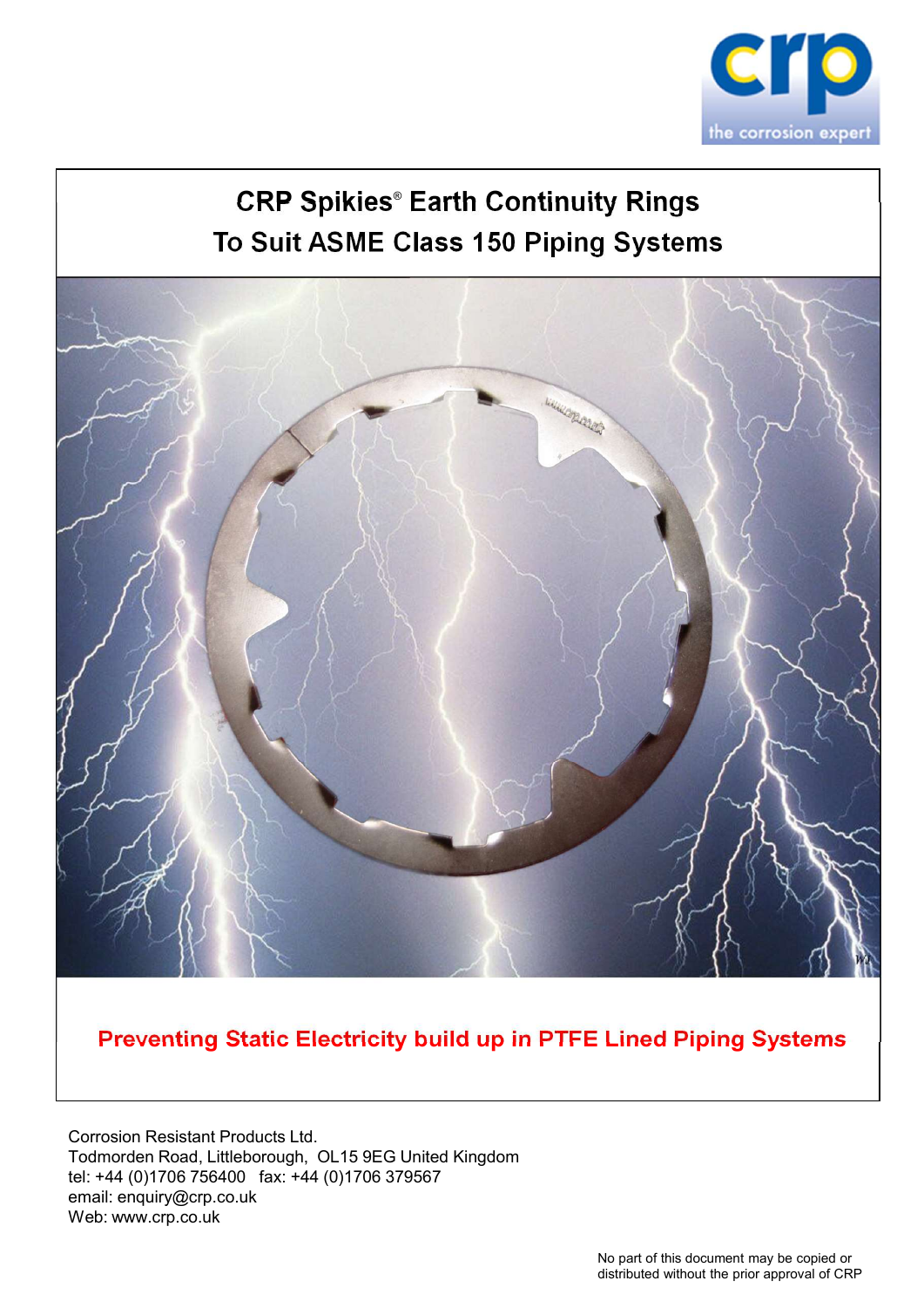crp

the corrosion expert

# CRP Spikies® Earth Continuity Rings
## To Suit ASME Class 150 Piping Systems

**Preventing Static Electricity build up in PTFE Lined Piping Systems**

Corrosion Resistant Products Ltd.
Todmorden Road, Littleborough, OL15 9EG United Kingdom
tel: +44 (0)1706 756400 fax: +44 (0)1706 379567
email: enquiry@crp.co.uk
Web: www.crp.co.uk

No part of this document may be copied or distributed without the prior approval of CRP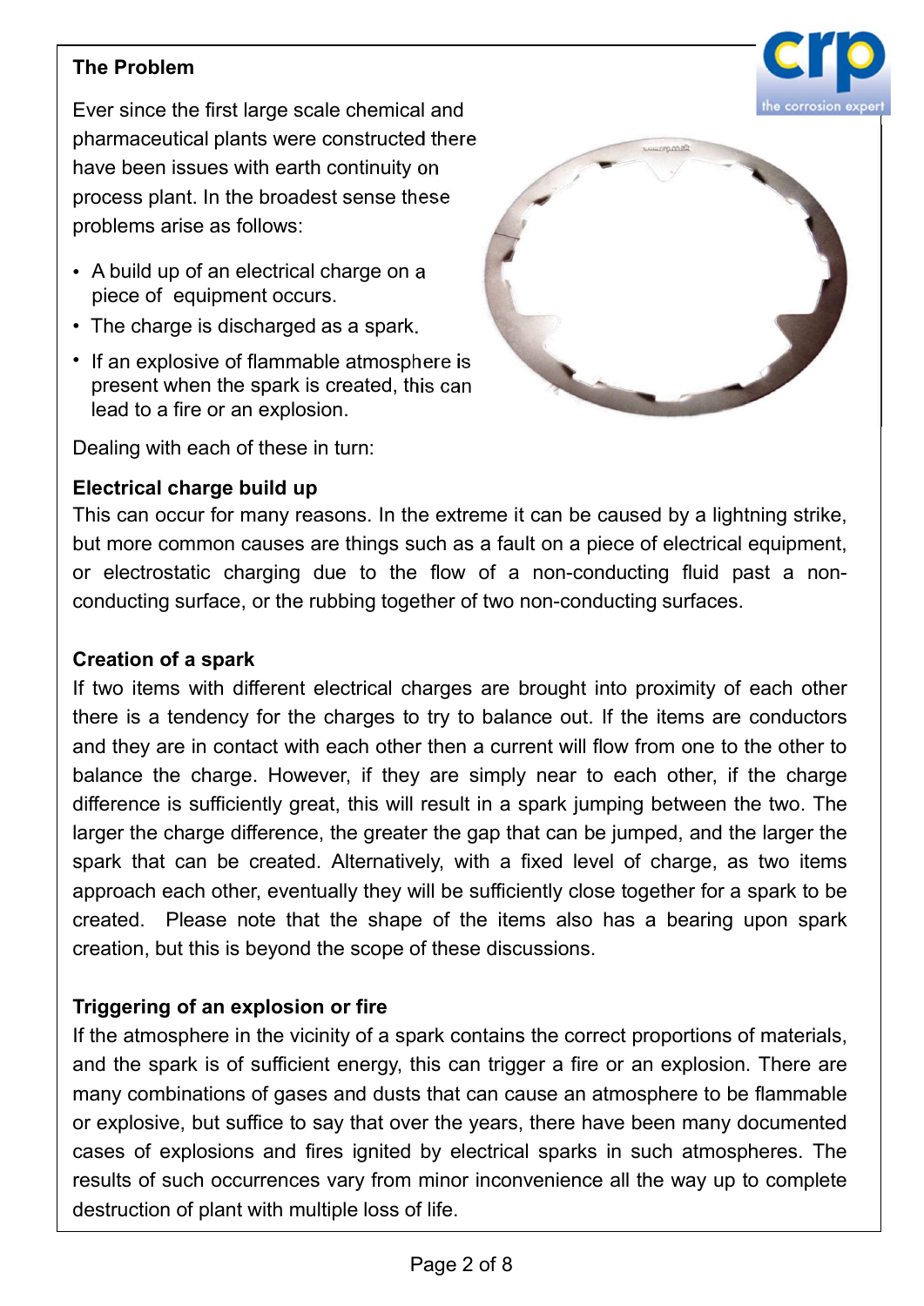**The Problem**

Ever since the first large scale chemical and pharmaceutical plants were constructed there have been issues with earth continuity on process plant. In the broadest sense these problems arise as follows:

- A build up of an electrical charge on a piece of equipment occurs.
- The charge is discharged as a spark.
- If an explosive of flammable atmosphere is present when the spark is created, this can lead to a fire or an explosion.

Dealing with each of these in turn:

**Electrical charge build up**

This can occur for many reasons. In the extreme it can be caused by a lightning strike, but more common causes are things such as a fault on a piece of electrical equipment, or electrostatic charging due to the flow of a non-conducting fluid past a non-conducting surface, or the rubbing together of two non-conducting surfaces.

**Creation of a spark**

If two items with different electrical charges are brought into proximity of each other there is a tendency for the charges to try to balance out. If the items are conductors and they are in contact with each other then a current will flow from one to the other to balance the charge. However, if they are simply near to each other, if the charge difference is sufficiently great, this will result in a spark jumping between the two. The larger the charge difference, the greater the gap that can be jumped, and the larger the spark that can be created. Alternatively, with a fixed level of charge, as two items approach each other, eventually they will be sufficiently close together for a spark to be created. Please note that the shape of the items also has a bearing upon spark creation, but this is beyond the scope of these discussions.

**Triggering of an explosion or fire**

If the atmosphere in the vicinity of a spark contains the correct proportions of materials, and the spark is of sufficient energy, this can trigger a fire or an explosion. There are many combinations of gases and dusts that can cause an atmosphere to be flammable or explosive, but suffice to say that over the years, there have been many documented cases of explosions and fires ignited by electrical sparks in such atmospheres. The results of such occurrences vary from minor inconvenience all the way up to complete destruction of plant with multiple loss of life.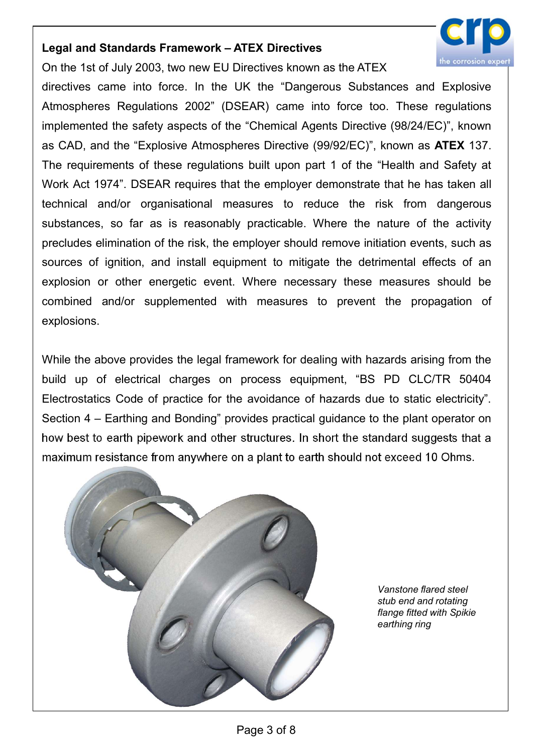## Legal and Standards Framework – ATEX Directives

On the 1st of July 2003, two new EU Directives known as the ATEX directives came into force. In the UK the "Dangerous Substances and Explosive Atmospheres Regulations 2002" (DSEAR) came into force too. These regulations implemented the safety aspects of the "Chemical Agents Directive (98/24/EC)", known as CAD, and the "Explosive Atmospheres Directive (99/92/EC)", known as **ATEX** 137. The requirements of these regulations built upon part 1 of the "Health and Safety at Work Act 1974". DSEAR requires that the employer demonstrate that he has taken all technical and/or organisational measures to reduce the risk from dangerous substances, so far as is reasonably practicable. Where the nature of the activity precludes elimination of the risk, the employer should remove initiation events, such as sources of ignition, and install equipment to mitigate the detrimental effects of an explosion or other energetic event. Where necessary these measures should be combined and/or supplemented with measures to prevent the propagation of explosions.

While the above provides the legal framework for dealing with hazards arising from the build up of electrical charges on process equipment, "BS PD CLC/TR 50404 Electrostatics Code of practice for the avoidance of hazards due to static electricity". Section 4 – Earthing and Bonding" provides practical guidance to the plant operator on how best to earth pipework and other structures. In short the standard suggests that a maximum resistance from anywhere on a plant to earth should not exceed 10 Ohms.

*Vanstone flared steel stub end and rotating flange fitted with Spikie earthing ring*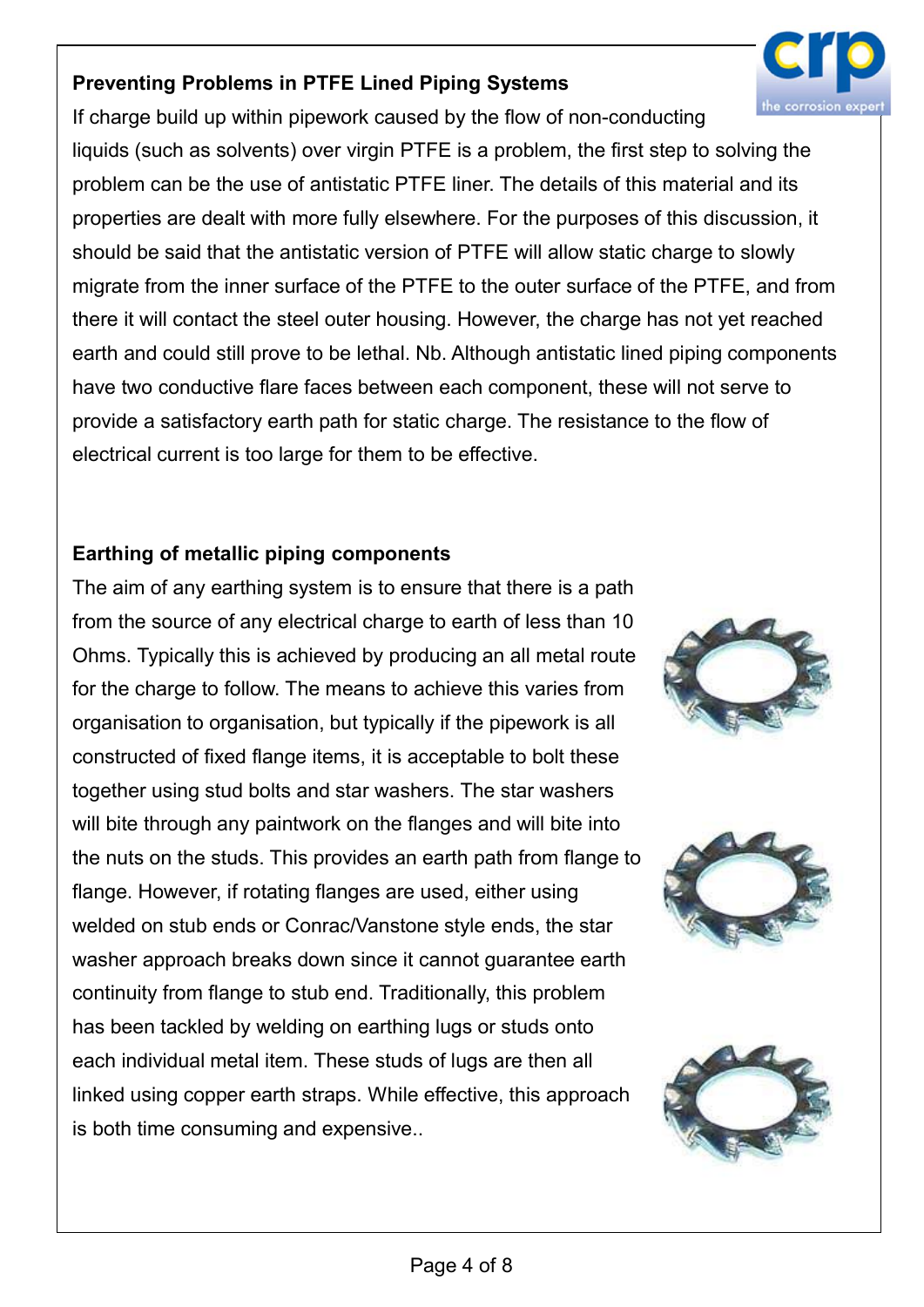**Preventing Problems in PTFE Lined Piping Systems**

If charge build up within pipework caused by the flow of non-conducting liquids (such as solvents) over virgin PTFE is a problem, the first step to solving the problem can be the use of antistatic PTFE liner. The details of this material and its properties are dealt with more fully elsewhere. For the purposes of this discussion, it should be said that the antistatic version of PTFE will allow static charge to slowly migrate from the inner surface of the PTFE to the outer surface of the PTFE, and from there it will contact the steel outer housing. However, the charge has not yet reached earth and could still prove to be lethal. Nb. Although antistatic lined piping components have two conductive flare faces between each component, these will not serve to provide a satisfactory earth path for static charge. The resistance to the flow of electrical current is too large for them to be effective.

**Earthing of metallic piping components**

The aim of any earthing system is to ensure that there is a path from the source of any electrical charge to earth of less than 10 Ohms. Typically this is achieved by producing an all metal route for the charge to follow. The means to achieve this varies from organisation to organisation, but typically if the pipework is all constructed of fixed flange items, it is acceptable to bolt these together using stud bolts and star washers. The star washers will bite through any paintwork on the flanges and will bite into the nuts on the studs. This provides an earth path from flange to flange. However, if rotating flanges are used, either using welded on stub ends or Conrac/Vanstone style ends, the star washer approach breaks down since it cannot guarantee earth continuity from flange to stub end. Traditionally, this problem has been tackled by welding on earthing lugs or studs onto each individual metal item. These studs of lugs are then all linked using copper earth straps. While effective, this approach is both time consuming and expensive..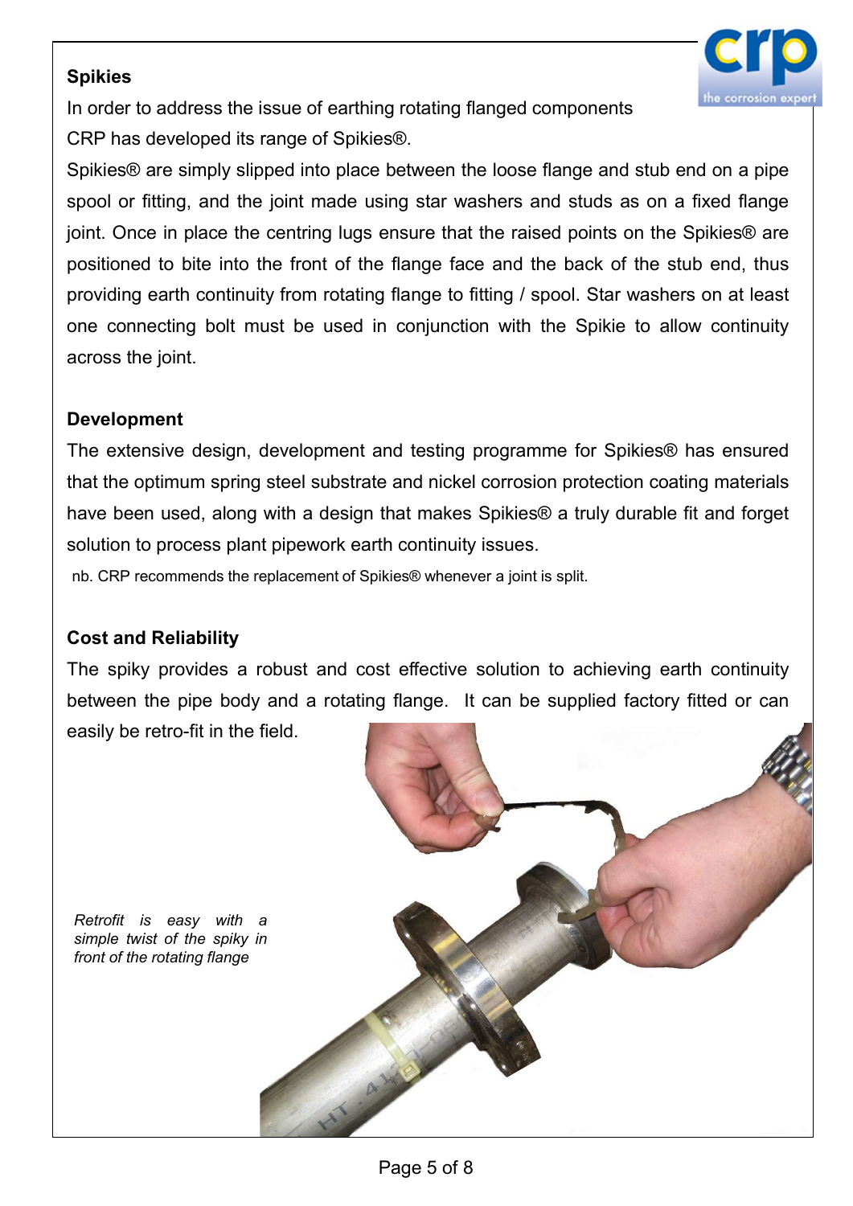## Spikies

In order to address the issue of earthing rotating flanged components CRP has developed its range of Spikies®.

Spikies® are simply slipped into place between the loose flange and stub end on a pipe spool or fitting, and the joint made using star washers and studs as on a fixed flange joint. Once in place the centring lugs ensure that the raised points on the Spikies® are positioned to bite into the front of the flange face and the back of the stub end, thus providing earth continuity from rotating flange to fitting / spool. Star washers on at least one connecting bolt must be used in conjunction with the Spikie to allow continuity across the joint.

## Development

The extensive design, development and testing programme for Spikies® has ensured that the optimum spring steel substrate and nickel corrosion protection coating materials have been used, along with a design that makes Spikies® a truly durable fit and forget solution to process plant pipework earth continuity issues.

nb. CRP recommends the replacement of Spikies® whenever a joint is split.

## Cost and Reliability

The spiky provides a robust and cost effective solution to achieving earth continuity between the pipe body and a rotating flange. It can be supplied factory fitted or can easily be retro-fit in the field.

*Retrofit is easy with a simple twist of the spiky in front of the rotating flange*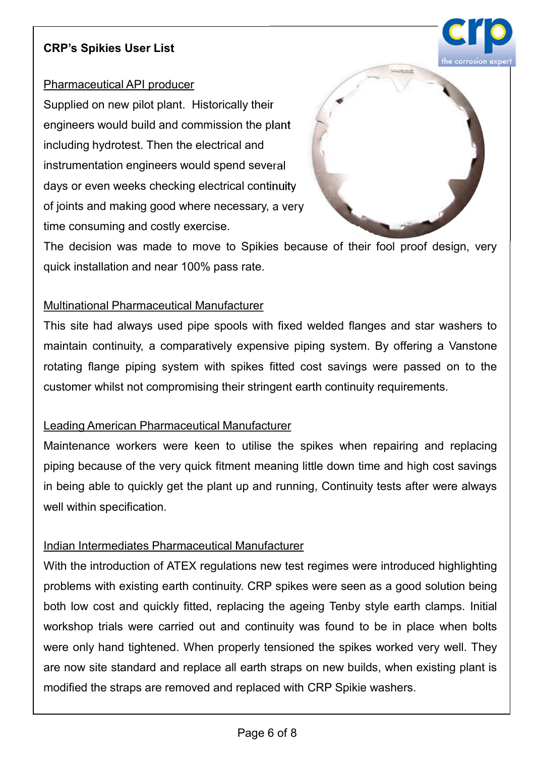**CRP's Spikies User List**

<u>Pharmaceutical API producer</u>

Supplied on new pilot plant. Historically their engineers would build and commission the plant including hydrotest. Then the electrical and instrumentation engineers would spend several days or even weeks checking electrical continuity of joints and making good where necessary, a very time consuming and costly exercise.

The decision was made to move to Spikies because of their fool proof design, very quick installation and near 100% pass rate.

<u>Multinational Pharmaceutical Manufacturer</u>

This site had always used pipe spools with fixed welded flanges and star washers to maintain continuity, a comparatively expensive piping system. By offering a Vanstone rotating flange piping system with spikes fitted cost savings were passed on to the customer whilst not compromising their stringent earth continuity requirements.

<u>Leading American Pharmaceutical Manufacturer</u>

Maintenance workers were keen to utilise the spikes when repairing and replacing piping because of the very quick fitment meaning little down time and high cost savings in being able to quickly get the plant up and running, Continuity tests after were always well within specification.

<u>Indian Intermediates Pharmaceutical Manufacturer</u>

With the introduction of ATEX regulations new test regimes were introduced highlighting problems with existing earth continuity. CRP spikes were seen as a good solution being both low cost and quickly fitted, replacing the ageing Tenby style earth clamps. Initial workshop trials were carried out and continuity was found to be in place when bolts were only hand tightened. When properly tensioned the spikes worked very well. They are now site standard and replace all earth straps on new builds, when existing plant is modified the straps are removed and replaced with CRP Spikie washers.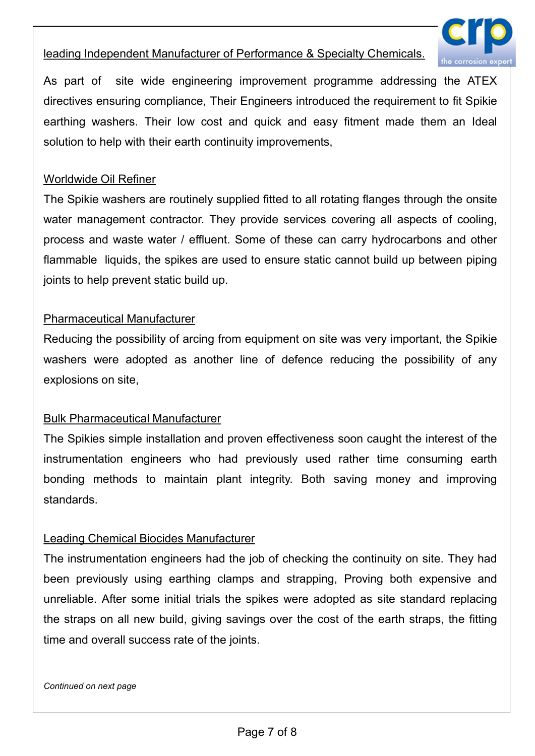leading Independent Manufacturer of Performance & Specialty Chemicals.

As part of site wide engineering improvement programme addressing the ATEX directives ensuring compliance, Their Engineers introduced the requirement to fit Spikie earthing washers. Their low cost and quick and easy fitment made them an Ideal solution to help with their earth continuity improvements,

Worldwide Oil Refiner

The Spikie washers are routinely supplied fitted to all rotating flanges through the onsite water management contractor. They provide services covering all aspects of cooling, process and waste water / effluent. Some of these can carry hydrocarbons and other flammable liquids, the spikes are used to ensure static cannot build up between piping joints to help prevent static build up.

Pharmaceutical Manufacturer

Reducing the possibility of arcing from equipment on site was very important, the Spikie washers were adopted as another line of defence reducing the possibility of any explosions on site,

Bulk Pharmaceutical Manufacturer

The Spikies simple installation and proven effectiveness soon caught the interest of the instrumentation engineers who had previously used rather time consuming earth bonding methods to maintain plant integrity. Both saving money and improving standards.

Leading Chemical Biocides Manufacturer

The instrumentation engineers had the job of checking the continuity on site. They had been previously using earthing clamps and strapping, Proving both expensive and unreliable. After some initial trials the spikes were adopted as site standard replacing the straps on all new build, giving savings over the cost of the earth straps, the fitting time and overall success rate of the joints.

*Continued on next page*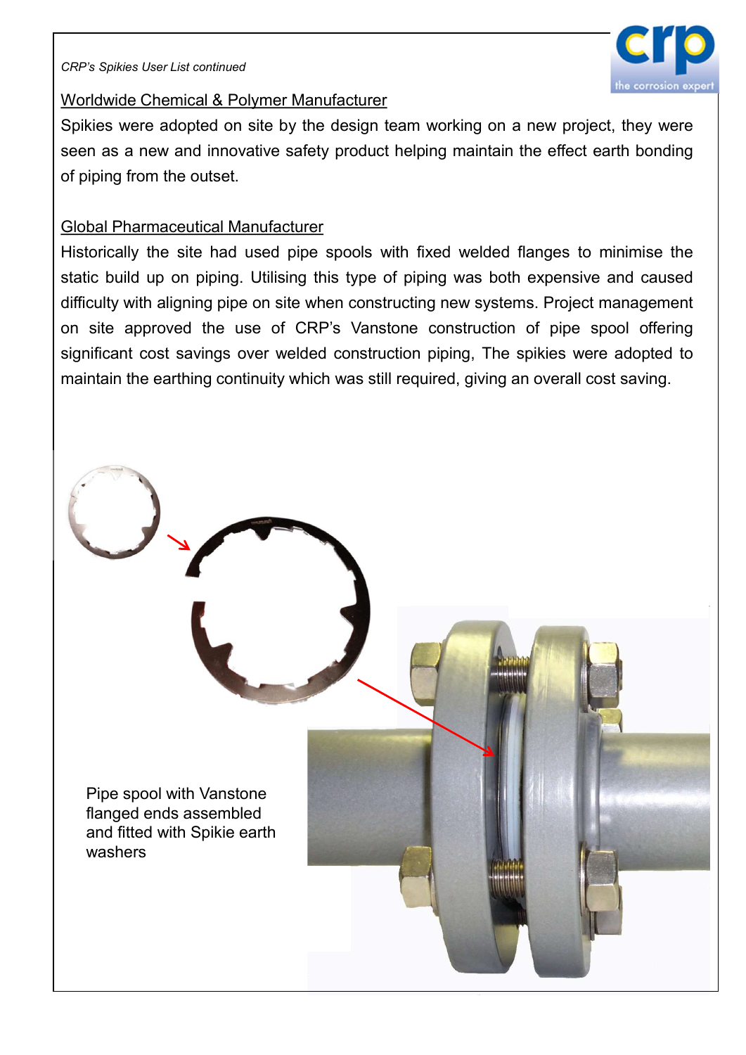*CRP's Spikies User List continued*

Worldwide Chemical & Polymer Manufacturer

Spikies were adopted on site by the design team working on a new project, they were seen as a new and innovative safety product helping maintain the effect earth bonding of piping from the outset.

Global Pharmaceutical Manufacturer

Historically the site had used pipe spools with fixed welded flanges to minimise the static build up on piping. Utilising this type of piping was both expensive and caused difficulty with aligning pipe on site when constructing new systems. Project management on site approved the use of CRP's Vanstone construction of pipe spool offering significant cost savings over welded construction piping, The spikies were adopted to maintain the earthing continuity which was still required, giving an overall cost saving.

Pipe spool with Vanstone flanged ends assembled and fitted with Spikie earth washers